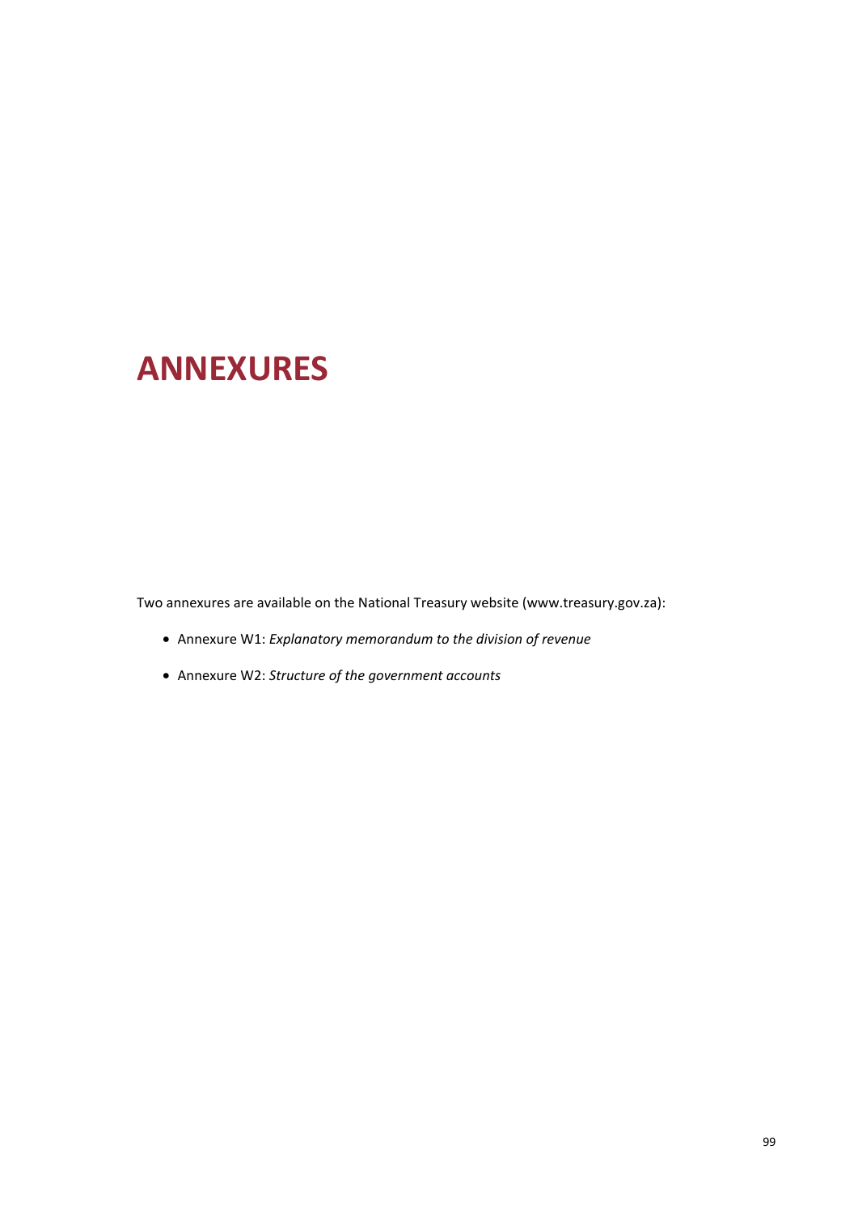# ANNEXURES

Two annexures are available on the National Treasury website (www.treasury.gov.za):

- Annexure W1: *Explanatory memorandum to the division of revenue*
- Annexure W2: *Structure of the government accounts*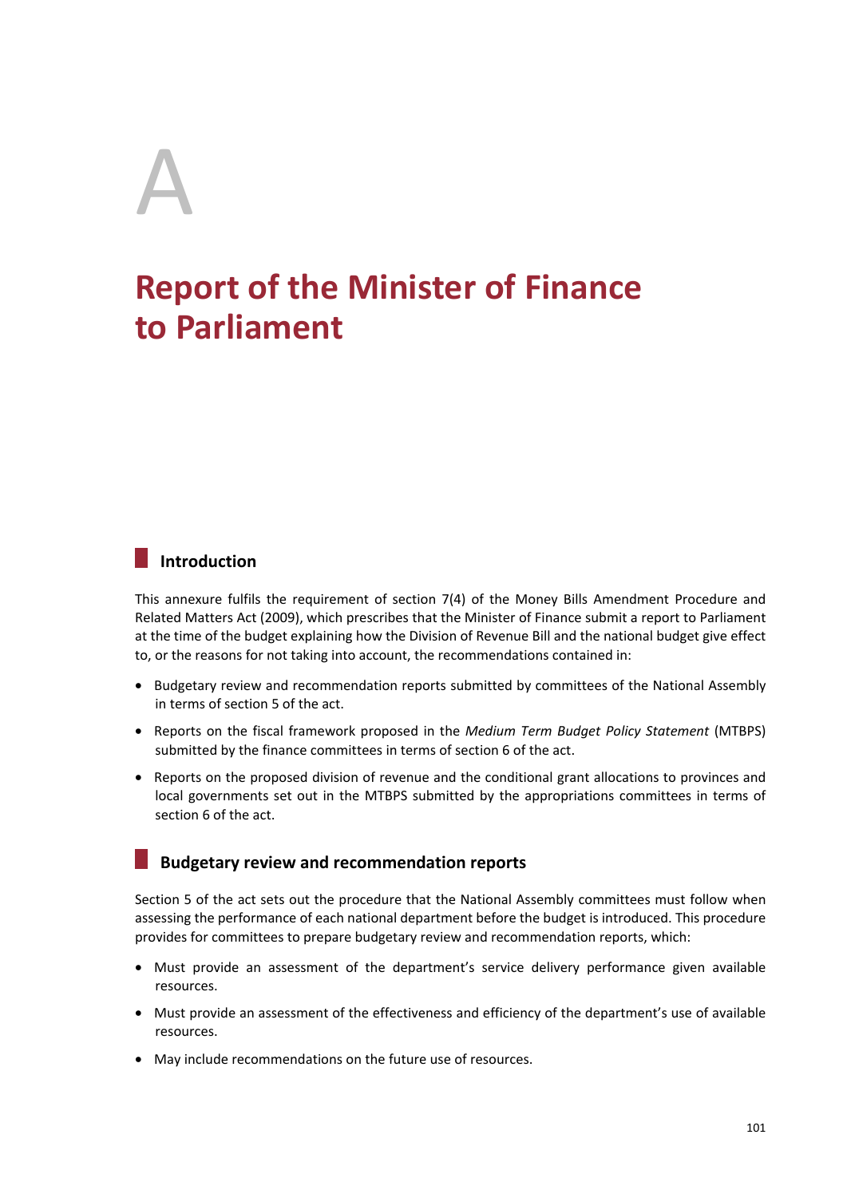# A

# Report of the Minister of Finance to Parliament

## Introduction

This annexure fulfils the requirement of section 7(4) of the Money Bills Amendment Procedure and Related Matters Act (2009), which prescribes that the Minister of Finance submit a report to Parliament at the time of the budget explaining how the Division of Revenue Bill and the national budget give effect to, or the reasons for not taking into account, the recommendations contained in:

- Budgetary review and recommendation reports submitted by committees of the National Assembly in terms of section 5 of the act.
- Reports on the fiscal framework proposed in the *Medium Term Budget Policy Statement* (MTBPS) submitted by the finance committees in terms of section 6 of the act.
- Reports on the proposed division of revenue and the conditional grant allocations to provinces and local governments set out in the MTBPS submitted by the appropriations committees in terms of section 6 of the act.

## Budgetary review and recommendation reports

Section 5 of the act sets out the procedure that the National Assembly committees must follow when assessing the performance of each national department before the budget is introduced. This procedure provides for committees to prepare budgetary review and recommendation reports, which:

- Must provide an assessment of the department's service delivery performance given available resources.
- Must provide an assessment of the effectiveness and efficiency of the department's use of available resources.
- May include recommendations on the future use of resources.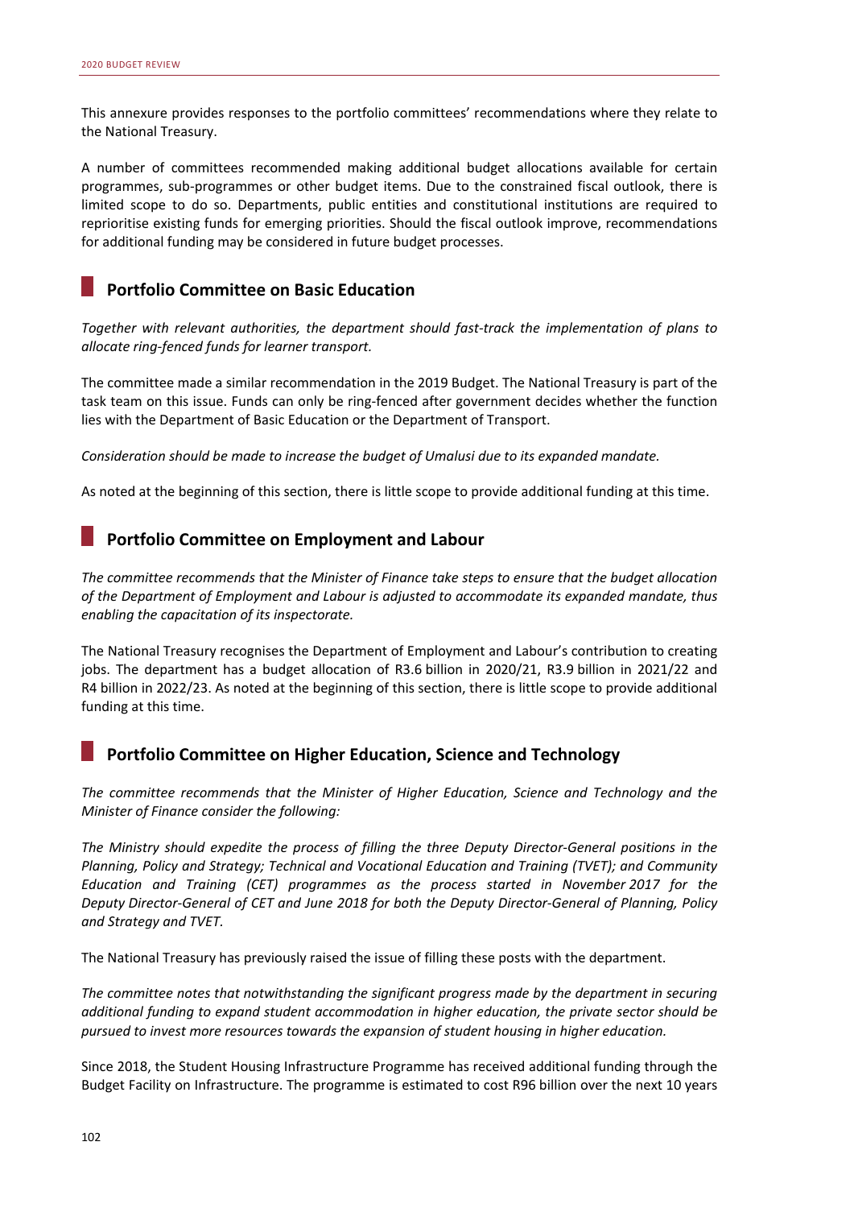This annexure provides responses to the portfolio committees' recommendations where they relate to the National Treasury.

A number of committees recommended making additional budget allocations available for certain programmes, sub-programmes or other budget items. Due to the constrained fiscal outlook, there is limited scope to do so. Departments, public entities and constitutional institutions are required to reprioritise existing funds for emerging priorities. Should the fiscal outlook improve, recommendations for additional funding may be considered in future budget processes.

## Portfolio Committee on Basic Education

*Together with relevant authorities, the department should fast-track the implementation of plans to allocate ring-fenced funds for learner transport.*

The committee made a similar recommendation in the 2019 Budget. The National Treasury is part of the task team on this issue. Funds can only be ring-fenced after government decides whether the function lies with the Department of Basic Education or the Department of Transport.

*Consideration should be made to increase the budget of Umalusi due to its expanded mandate.*

As noted at the beginning of this section, there is little scope to provide additional funding at this time.

## Portfolio Committee on Employment and Labour

*The committee recommends that the Minister of Finance take steps to ensure that the budget allocation of the Department of Employment and Labour is adjusted to accommodate its expanded mandate, thus enabling the capacitation of its inspectorate.*

The National Treasury recognises the Department of Employment and Labour's contribution to creating jobs. The department has a budget allocation of R3.6 billion in 2020/21, R3.9 billion in 2021/22 and R4 billion in 2022/23. As noted at the beginning of this section, there is little scope to provide additional funding at this time.

## Portfolio Committee on Higher Education, Science and Technology

*The committee recommends that the Minister of Higher Education, Science and Technology and the Minister of Finance consider the following:*

*The Ministry should expedite the process of filling the three Deputy Director-General positions in the Planning, Policy and Strategy; Technical and Vocational Education and Training (TVET); and Community Education and Training (CET) programmes as the process started in November 2017 for the Deputy Director-General of CET and June 2018 for both the Deputy Director-General of Planning, Policy and Strategy and TVET.*

The National Treasury has previously raised the issue of filling these posts with the department.

*The committee notes that notwithstanding the significant progress made by the department in securing additional funding to expand student accommodation in higher education, the private sector should be pursued to invest more resources towards the expansion of student housing in higher education.*

Since 2018, the Student Housing Infrastructure Programme has received additional funding through the Budget Facility on Infrastructure. The programme is estimated to cost R96 billion over the next 10 years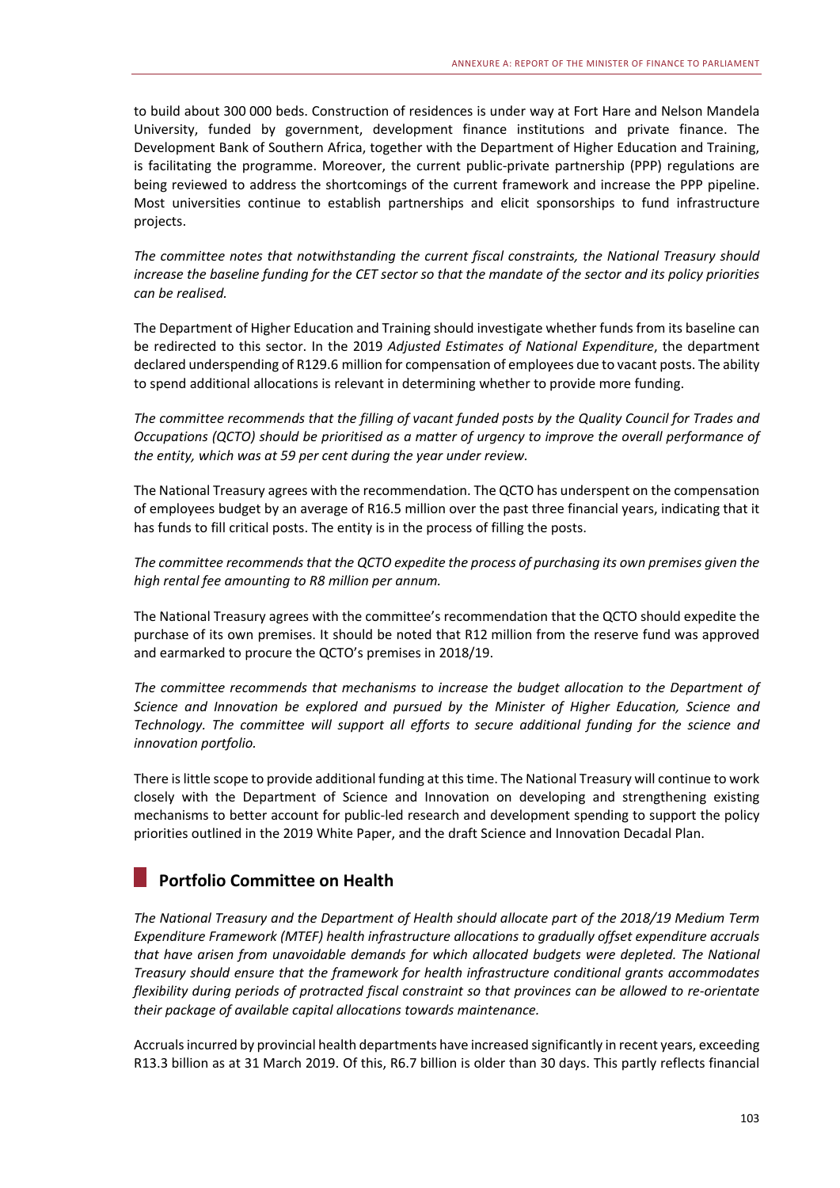to build about 300 000 beds. Construction of residences is under way at Fort Hare and Nelson Mandela University, funded by government, development finance institutions and private finance. The Development Bank of Southern Africa, together with the Department of Higher Education and Training, is facilitating the programme. Moreover, the current public-private partnership (PPP) regulations are being reviewed to address the shortcomings of the current framework and increase the PPP pipeline. Most universities continue to establish partnerships and elicit sponsorships to fund infrastructure projects.

*The committee notes that notwithstanding the current fiscal constraints, the National Treasury should increase the baseline funding for the CET sector so that the mandate of the sector and its policy priorities can be realised.*

The Department of Higher Education and Training should investigate whether funds from its baseline can be redirected to this sector. In the 2019 *Adjusted Estimates of National Expenditure*, the department declared underspending of R129.6 million for compensation of employees due to vacant posts. The ability to spend additional allocations is relevant in determining whether to provide more funding.

*The committee recommends that the filling of vacant funded posts by the Quality Council for Trades and Occupations (QCTO) should be prioritised as a matter of urgency to improve the overall performance of the entity, which was at 59 per cent during the year under review.*

The National Treasury agrees with the recommendation. The QCTO has underspent on the compensation of employees budget by an average of R16.5 million over the past three financial years, indicating that it has funds to fill critical posts. The entity is in the process of filling the posts.

*The committee recommends that the QCTO expedite the process of purchasing its own premises given the high rental fee amounting to R8 million per annum.*

The National Treasury agrees with the committee's recommendation that the QCTO should expedite the purchase of its own premises. It should be noted that R12 million from the reserve fund was approved and earmarked to procure the QCTO's premises in 2018/19.

*The committee recommends that mechanisms to increase the budget allocation to the Department of Science and Innovation be explored and pursued by the Minister of Higher Education, Science and Technology. The committee will support all efforts to secure additional funding for the science and innovation portfolio.*

There is little scope to provide additional funding at this time. The National Treasury will continue to work closely with the Department of Science and Innovation on developing and strengthening existing mechanisms to better account for public-led research and development spending to support the policy priorities outlined in the 2019 White Paper, and the draft Science and Innovation Decadal Plan.

## Portfolio Committee on Health

*The National Treasury and the Department of Health should allocate part of the 2018/19 Medium Term Expenditure Framework (MTEF) health infrastructure allocations to gradually offset expenditure accruals that have arisen from unavoidable demands for which allocated budgets were depleted. The National Treasury should ensure that the framework for health infrastructure conditional grants accommodates flexibility during periods of protracted fiscal constraint so that provinces can be allowed to re-orientate their package of available capital allocations towards maintenance.*

Accruals incurred by provincial health departments have increased significantly in recent years, exceeding R13.3 billion as at 31 March 2019. Of this, R6.7 billion is older than 30 days. This partly reflects financial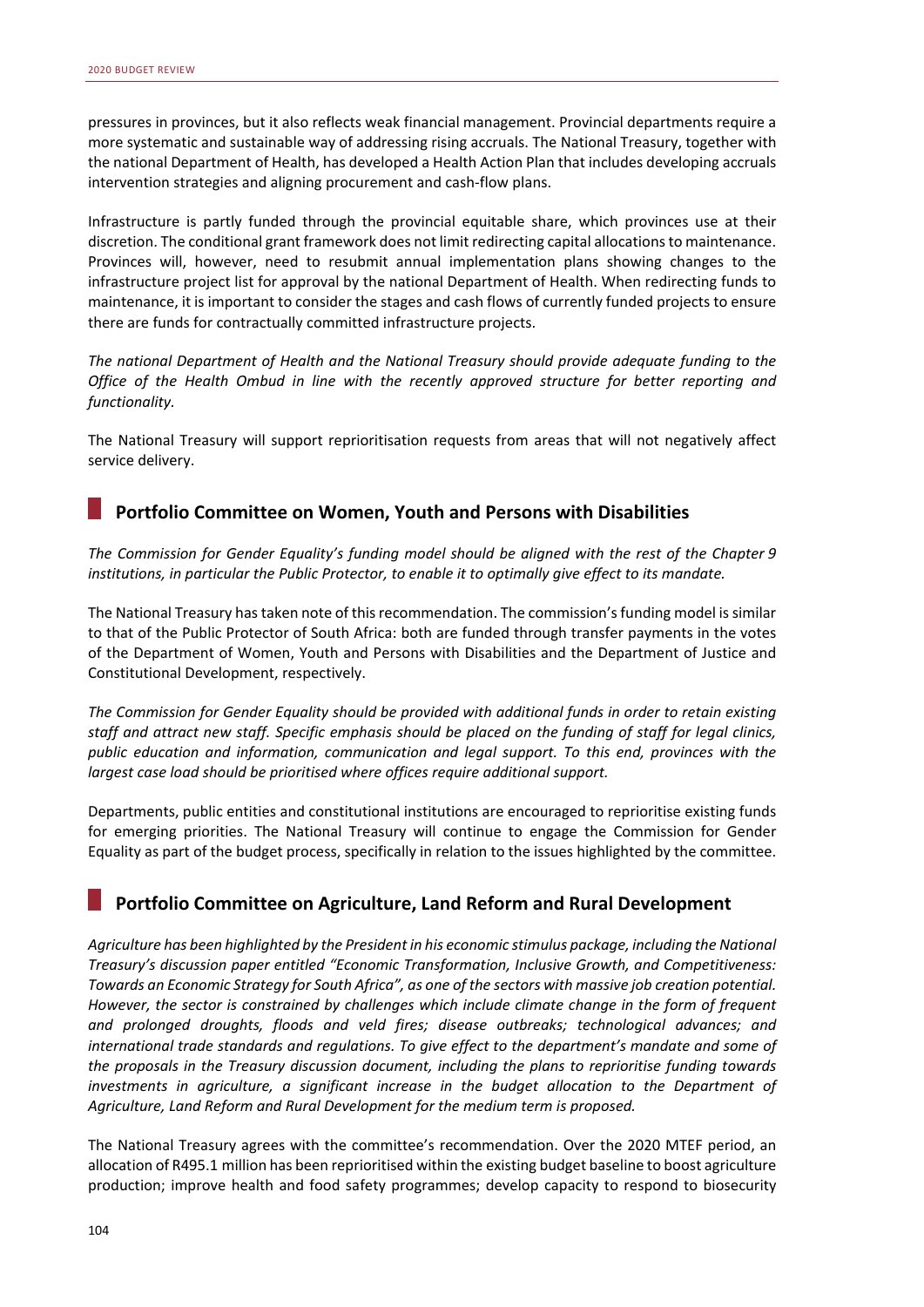pressures in provinces, but it also reflects weak financial management. Provincial departments require a more systematic and sustainable way of addressing rising accruals. The National Treasury, together with the national Department of Health, has developed a Health Action Plan that includes developing accruals intervention strategies and aligning procurement and cash-flow plans.

Infrastructure is partly funded through the provincial equitable share, which provinces use at their discretion. The conditional grant framework does not limit redirecting capital allocations to maintenance. Provinces will, however, need to resubmit annual implementation plans showing changes to the infrastructure project list for approval by the national Department of Health. When redirecting funds to maintenance, it is important to consider the stages and cash flows of currently funded projects to ensure there are funds for contractually committed infrastructure projects.

*The national Department of Health and the National Treasury should provide adequate funding to the Office of the Health Ombud in line with the recently approved structure for better reporting and functionality.*

The National Treasury will support reprioritisation requests from areas that will not negatively affect service delivery.

## Portfolio Committee on Women, Youth and Persons with Disabilities

*The Commission for Gender Equality's funding model should be aligned with the rest of the Chapter 9 institutions, in particular the Public Protector, to enable it to optimally give effect to its mandate.*

The National Treasury has taken note of this recommendation. The commission's funding model is similar to that of the Public Protector of South Africa: both are funded through transfer payments in the votes of the Department of Women, Youth and Persons with Disabilities and the Department of Justice and Constitutional Development, respectively.

*The Commission for Gender Equality should be provided with additional funds in order to retain existing staff and attract new staff. Specific emphasis should be placed on the funding of staff for legal clinics, public education and information, communication and legal support. To this end, provinces with the largest case load should be prioritised where offices require additional support.*

Departments, public entities and constitutional institutions are encouraged to reprioritise existing funds for emerging priorities. The National Treasury will continue to engage the Commission for Gender Equality as part of the budget process, specifically in relation to the issues highlighted by the committee.

## Portfolio Committee on Agriculture, Land Reform and Rural Development

*Agriculture has been highlighted by the President in his economic stimulus package, including the National Treasury's discussion paper entitled "Economic Transformation, Inclusive Growth, and Competitiveness: Towards an Economic Strategy for South Africa", as one of the sectors with massive job creation potential. However, the sector is constrained by challenges which include climate change in the form of frequent and prolonged droughts, floods and veld fires; disease outbreaks; technological advances; and international trade standards and regulations. To give effect to the department's mandate and some of the proposals in the Treasury discussion document, including the plans to reprioritise funding towards investments in agriculture, a significant increase in the budget allocation to the Department of Agriculture, Land Reform and Rural Development for the medium term is proposed.*

The National Treasury agrees with the committee's recommendation. Over the 2020 MTEF period, an allocation of R495.1 million has been reprioritised within the existing budget baseline to boost agriculture production; improve health and food safety programmes; develop capacity to respond to biosecurity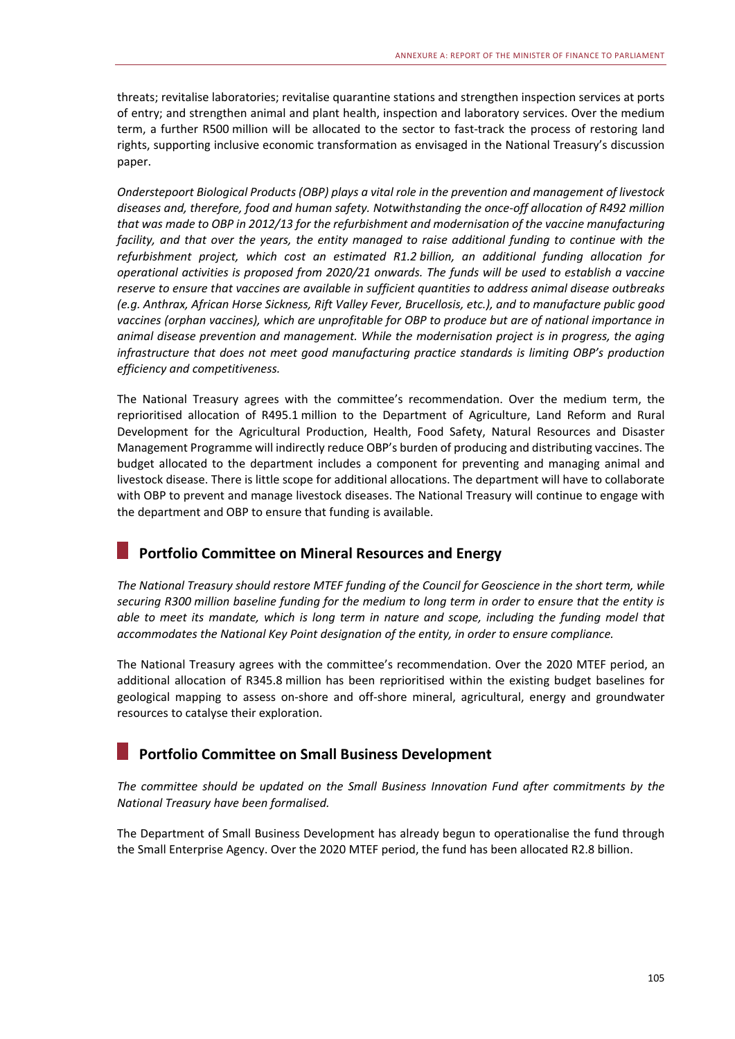threats; revitalise laboratories; revitalise quarantine stations and strengthen inspection services at ports of entry; and strengthen animal and plant health, inspection and laboratory services. Over the medium term, a further R500 million will be allocated to the sector to fast-track the process of restoring land rights, supporting inclusive economic transformation as envisaged in the National Treasury's discussion paper.

*Onderstepoort Biological Products (OBP) plays a vital role in the prevention and management of livestock diseases and, therefore, food and human safety. Notwithstanding the once-off allocation of R492 million that was made to OBP in 2012/13 for the refurbishment and modernisation of the vaccine manufacturing facility, and that over the years, the entity managed to raise additional funding to continue with the refurbishment project, which cost an estimated R1.2 billion, an additional funding allocation for operational activities is proposed from 2020/21 onwards. The funds will be used to establish a vaccine reserve to ensure that vaccines are available in sufficient quantities to address animal disease outbreaks (e.g. Anthrax, African Horse Sickness, Rift Valley Fever, Brucellosis, etc.), and to manufacture public good vaccines (orphan vaccines), which are unprofitable for OBP to produce but are of national importance in animal disease prevention and management. While the modernisation project is in progress, the aging infrastructure that does not meet good manufacturing practice standards is limiting OBP's production efficiency and competitiveness.*

The National Treasury agrees with the committee's recommendation. Over the medium term, the reprioritised allocation of R495.1 million to the Department of Agriculture, Land Reform and Rural Development for the Agricultural Production, Health, Food Safety, Natural Resources and Disaster Management Programme will indirectly reduce OBP's burden of producing and distributing vaccines. The budget allocated to the department includes a component for preventing and managing animal and livestock disease. There is little scope for additional allocations. The department will have to collaborate with OBP to prevent and manage livestock diseases. The National Treasury will continue to engage with the department and OBP to ensure that funding is available.

## Portfolio Committee on Mineral Resources and Energy

*The National Treasury should restore MTEF funding of the Council for Geoscience in the short term, while securing R300 million baseline funding for the medium to long term in order to ensure that the entity is able to meet its mandate, which is long term in nature and scope, including the funding model that accommodates the National Key Point designation of the entity, in order to ensure compliance.*

The National Treasury agrees with the committee's recommendation. Over the 2020 MTEF period, an additional allocation of R345.8 million has been reprioritised within the existing budget baselines for geological mapping to assess on-shore and off-shore mineral, agricultural, energy and groundwater resources to catalyse their exploration.

## Portfolio Committee on Small Business Development

*The committee should be updated on the Small Business Innovation Fund after commitments by the National Treasury have been formalised.*

The Department of Small Business Development has already begun to operationalise the fund through the Small Enterprise Agency. Over the 2020 MTEF period, the fund has been allocated R2.8 billion.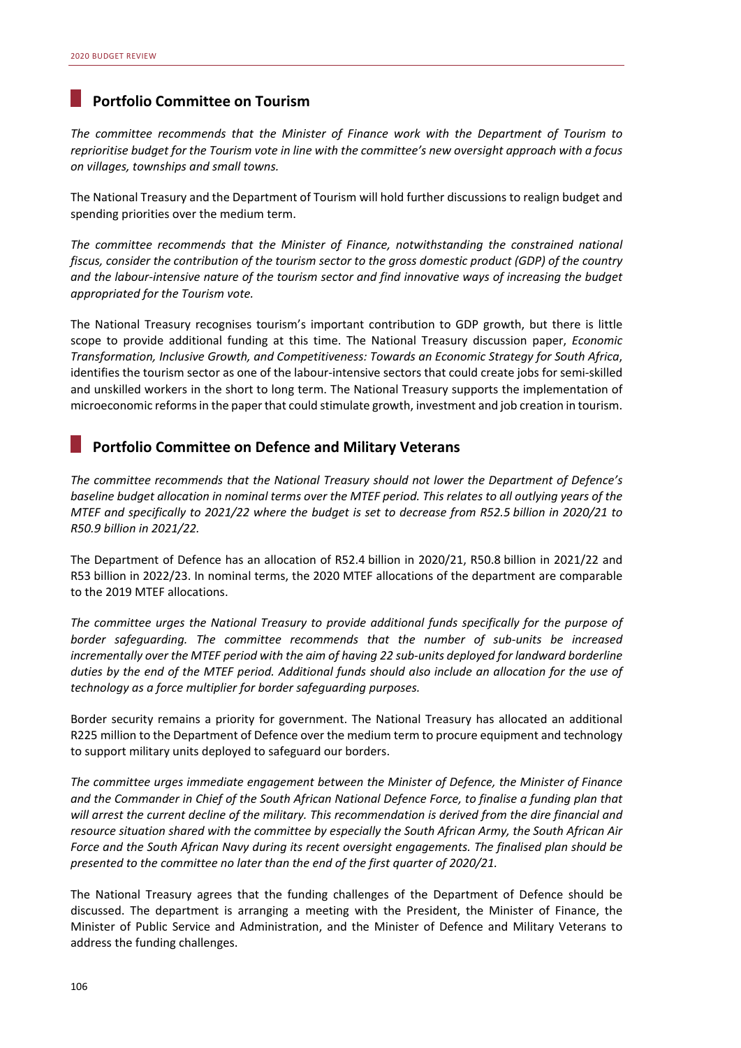## Portfolio Committee on Tourism

*The committee recommends that the Minister of Finance work with the Department of Tourism to reprioritise budget for the Tourism vote in line with the committee's new oversight approach with a focus on villages, townships and small towns.*

The National Treasury and the Department of Tourism will hold further discussions to realign budget and spending priorities over the medium term.

*The committee recommends that the Minister of Finance, notwithstanding the constrained national fiscus, consider the contribution of the tourism sector to the gross domestic product (GDP) of the country and the labour-intensive nature of the tourism sector and find innovative ways of increasing the budget appropriated for the Tourism vote.*

The National Treasury recognises tourism's important contribution to GDP growth, but there is little scope to provide additional funding at this time. The National Treasury discussion paper, *Economic Transformation, Inclusive Growth, and Competitiveness: Towards an Economic Strategy for South Africa*, identifies the tourism sector as one of the labour-intensive sectors that could create jobs for semi-skilled and unskilled workers in the short to long term. The National Treasury supports the implementation of microeconomic reforms in the paper that could stimulate growth, investment and job creation in tourism.

## Portfolio Committee on Defence and Military Veterans

*The committee recommends that the National Treasury should not lower the Department of Defence's baseline budget allocation in nominal terms over the MTEF period. This relates to all outlying years of the MTEF and specifically to 2021/22 where the budget is set to decrease from R52.5 billion in 2020/21 to R50.9 billion in 2021/22.*

The Department of Defence has an allocation of R52.4 billion in 2020/21, R50.8 billion in 2021/22 and R53 billion in 2022/23. In nominal terms, the 2020 MTEF allocations of the department are comparable to the 2019 MTEF allocations.

*The committee urges the National Treasury to provide additional funds specifically for the purpose of border safeguarding. The committee recommends that the number of sub-units be increased incrementally over the MTEF period with the aim of having 22 sub-units deployed for landward borderline duties by the end of the MTEF period. Additional funds should also include an allocation for the use of technology as a force multiplier for border safeguarding purposes.*

Border security remains a priority for government. The National Treasury has allocated an additional R225 million to the Department of Defence over the medium term to procure equipment and technology to support military units deployed to safeguard our borders.

*The committee urges immediate engagement between the Minister of Defence, the Minister of Finance and the Commander in Chief of the South African National Defence Force, to finalise a funding plan that will arrest the current decline of the military. This recommendation is derived from the dire financial and resource situation shared with the committee by especially the South African Army, the South African Air Force and the South African Navy during its recent oversight engagements. The finalised plan should be presented to the committee no later than the end of the first quarter of 2020/21.*

The National Treasury agrees that the funding challenges of the Department of Defence should be discussed. The department is arranging a meeting with the President, the Minister of Finance, the Minister of Public Service and Administration, and the Minister of Defence and Military Veterans to address the funding challenges.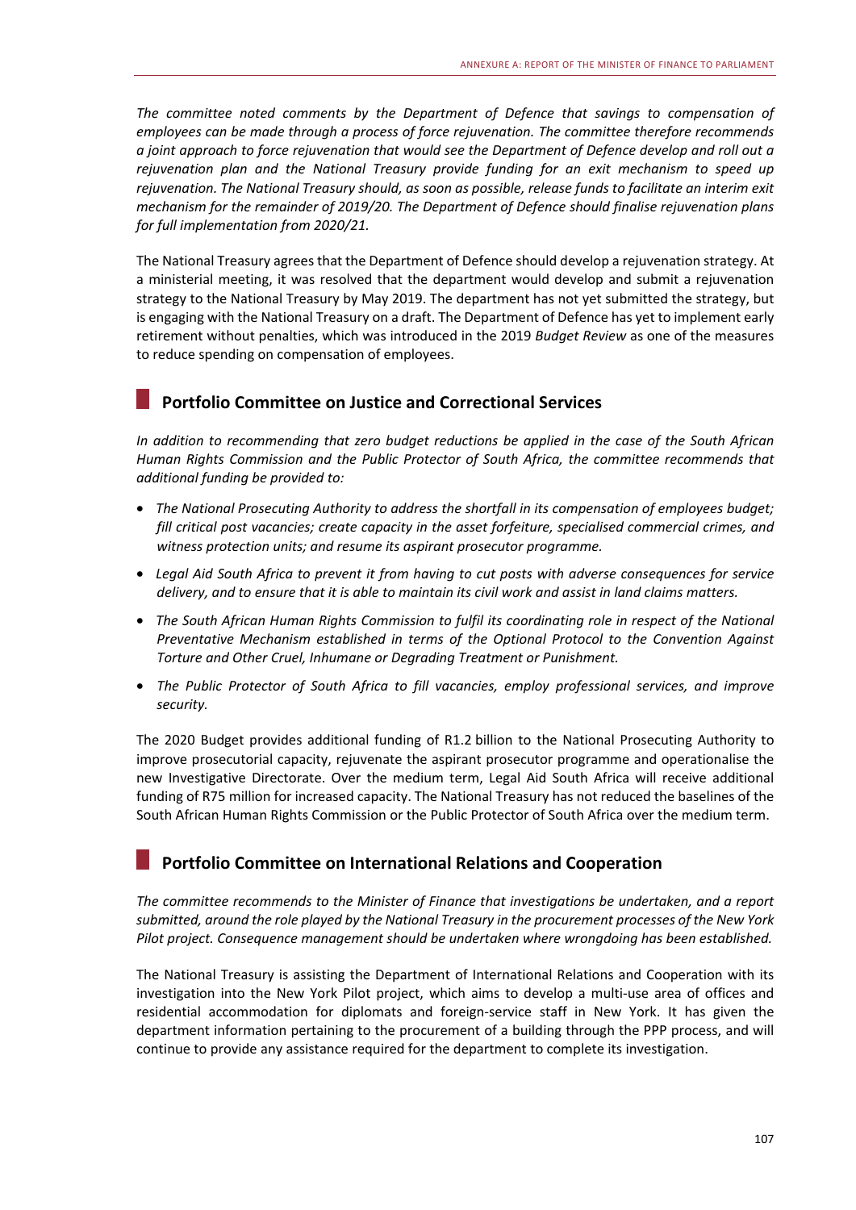*The committee noted comments by the Department of Defence that savings to compensation of employees can be made through a process of force rejuvenation. The committee therefore recommends a joint approach to force rejuvenation that would see the Department of Defence develop and roll out a rejuvenation plan and the National Treasury provide funding for an exit mechanism to speed up rejuvenation. The National Treasury should, as soon as possible, release funds to facilitate an interim exit mechanism for the remainder of 2019/20. The Department of Defence should finalise rejuvenation plans for full implementation from 2020/21.*

The National Treasury agrees that the Department of Defence should develop a rejuvenation strategy. At a ministerial meeting, it was resolved that the department would develop and submit a rejuvenation strategy to the National Treasury by May 2019. The department has not yet submitted the strategy, but is engaging with the National Treasury on a draft. The Department of Defence has yet to implement early retirement without penalties, which was introduced in the 2019 *Budget Review* as one of the measures to reduce spending on compensation of employees.

## Portfolio Committee on Justice and Correctional Services

*In addition to recommending that zero budget reductions be applied in the case of the South African Human Rights Commission and the Public Protector of South Africa, the committee recommends that additional funding be provided to:*

- *The National Prosecuting Authority to address the shortfall in its compensation of employees budget; fill critical post vacancies; create capacity in the asset forfeiture, specialised commercial crimes, and witness protection units; and resume its aspirant prosecutor programme.*
- *Legal Aid South Africa to prevent it from having to cut posts with adverse consequences for service delivery, and to ensure that it is able to maintain its civil work and assist in land claims matters.*
- *The South African Human Rights Commission to fulfil its coordinating role in respect of the National Preventative Mechanism established in terms of the Optional Protocol to the Convention Against Torture and Other Cruel, Inhumane or Degrading Treatment or Punishment.*
- *The Public Protector of South Africa to fill vacancies, employ professional services, and improve security.*

The 2020 Budget provides additional funding of R1.2 billion to the National Prosecuting Authority to improve prosecutorial capacity, rejuvenate the aspirant prosecutor programme and operationalise the new Investigative Directorate. Over the medium term, Legal Aid South Africa will receive additional funding of R75 million for increased capacity. The National Treasury has not reduced the baselines of the South African Human Rights Commission or the Public Protector of South Africa over the medium term.

## Portfolio Committee on International Relations and Cooperation

*The committee recommends to the Minister of Finance that investigations be undertaken, and a report submitted, around the role played by the National Treasury in the procurement processes of the New York Pilot project. Consequence management should be undertaken where wrongdoing has been established.*

The National Treasury is assisting the Department of International Relations and Cooperation with its investigation into the New York Pilot project, which aims to develop a multi-use area of offices and residential accommodation for diplomats and foreign-service staff in New York. It has given the department information pertaining to the procurement of a building through the PPP process, and will continue to provide any assistance required for the department to complete its investigation.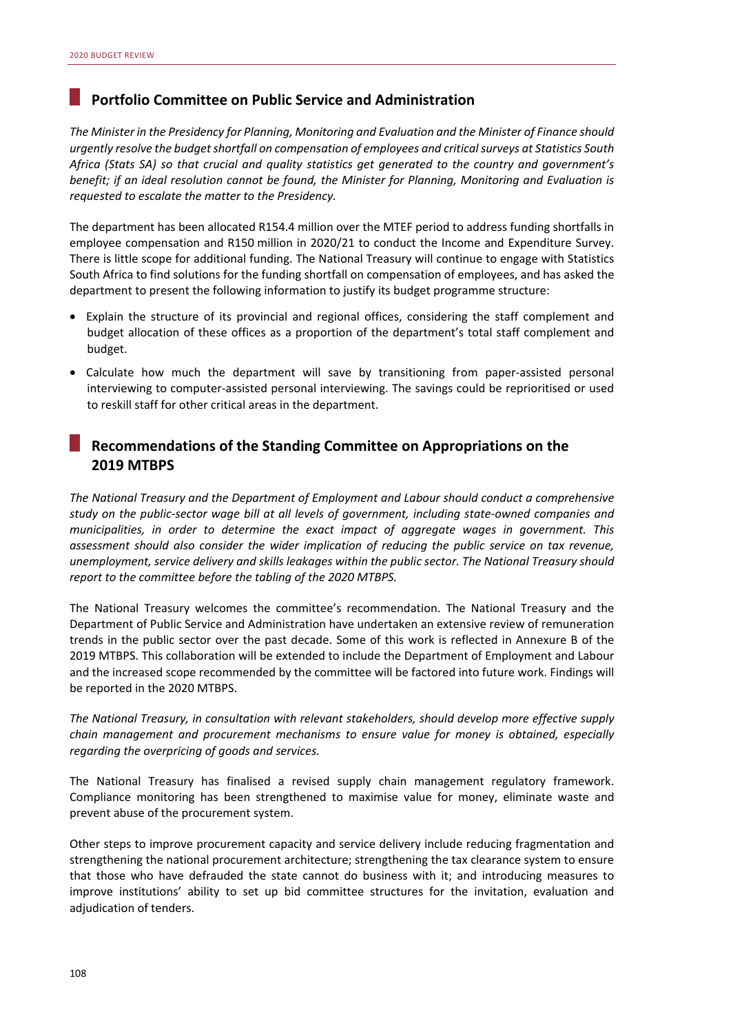## Portfolio Committee on Public Service and Administration

*The Minister in the Presidency for Planning, Monitoring and Evaluation and the Minister of Finance should urgently resolve the budget shortfall on compensation of employees and critical surveys at Statistics South Africa (Stats SA) so that crucial and quality statistics get generated to the country and government's benefit; if an ideal resolution cannot be found, the Minister for Planning, Monitoring and Evaluation is requested to escalate the matter to the Presidency.*

The department has been allocated R154.4 million over the MTEF period to address funding shortfalls in employee compensation and R150 million in 2020/21 to conduct the Income and Expenditure Survey. There is little scope for additional funding. The National Treasury will continue to engage with Statistics South Africa to find solutions for the funding shortfall on compensation of employees, and has asked the department to present the following information to justify its budget programme structure:

- Explain the structure of its provincial and regional offices, considering the staff complement and budget allocation of these offices as a proportion of the department's total staff complement and budget.
- Calculate how much the department will save by transitioning from paper-assisted personal interviewing to computer-assisted personal interviewing. The savings could be reprioritised or used to reskill staff for other critical areas in the department.

## Recommendations of the Standing Committee on Appropriations on the 2019 MTBPS

*The National Treasury and the Department of Employment and Labour should conduct a comprehensive study on the public-sector wage bill at all levels of government, including state-owned companies and municipalities, in order to determine the exact impact of aggregate wages in government. This assessment should also consider the wider implication of reducing the public service on tax revenue, unemployment, service delivery and skills leakages within the public sector. The National Treasury should report to the committee before the tabling of the 2020 MTBPS.*

The National Treasury welcomes the committee's recommendation. The National Treasury and the Department of Public Service and Administration have undertaken an extensive review of remuneration trends in the public sector over the past decade. Some of this work is reflected in Annexure B of the 2019 MTBPS. This collaboration will be extended to include the Department of Employment and Labour and the increased scope recommended by the committee will be factored into future work. Findings will be reported in the 2020 MTBPS.

*The National Treasury, in consultation with relevant stakeholders, should develop more effective supply chain management and procurement mechanisms to ensure value for money is obtained, especially regarding the overpricing of goods and services.*

The National Treasury has finalised a revised supply chain management regulatory framework. Compliance monitoring has been strengthened to maximise value for money, eliminate waste and prevent abuse of the procurement system.

Other steps to improve procurement capacity and service delivery include reducing fragmentation and strengthening the national procurement architecture; strengthening the tax clearance system to ensure that those who have defrauded the state cannot do business with it; and introducing measures to improve institutions' ability to set up bid committee structures for the invitation, evaluation and adjudication of tenders.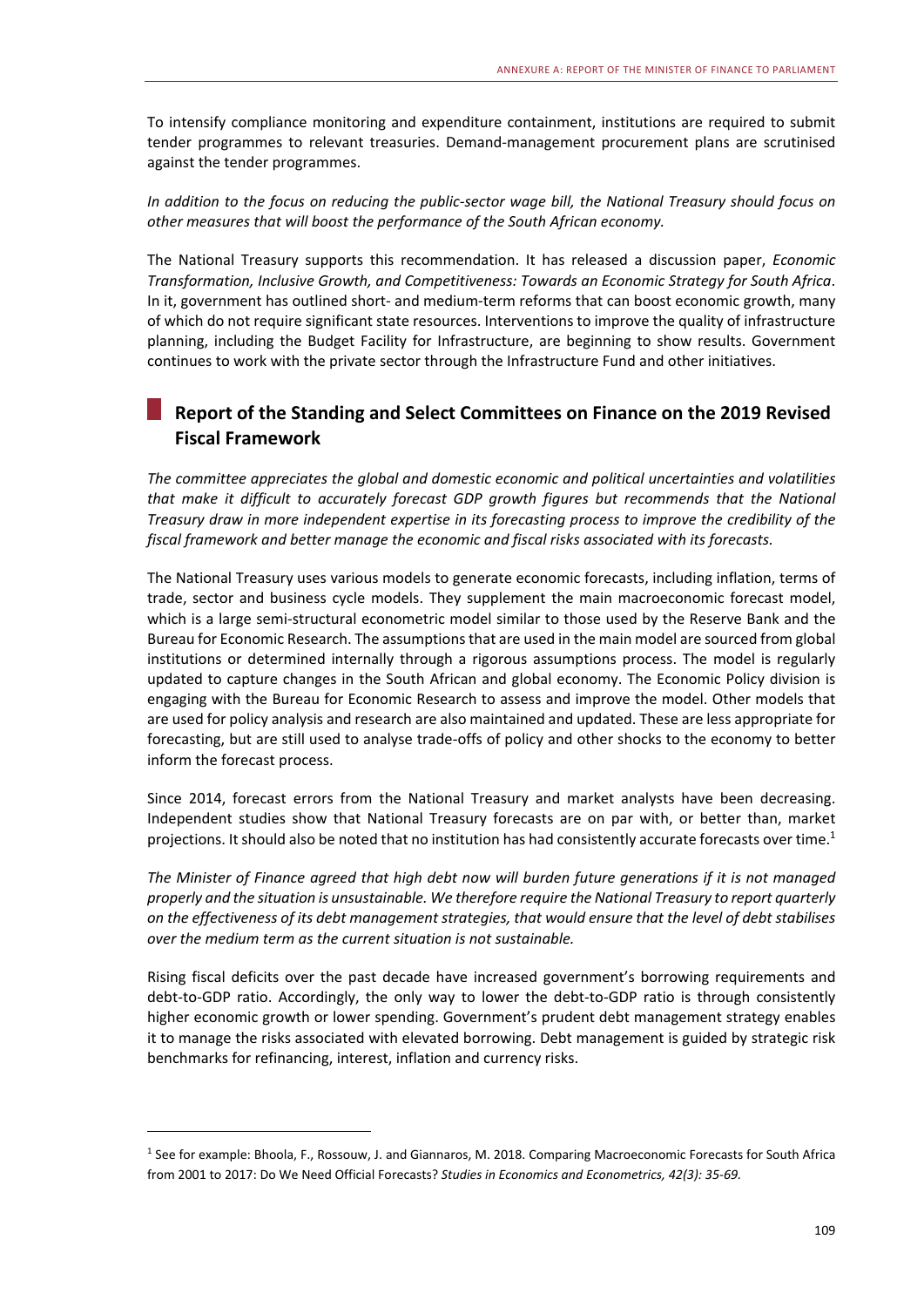To intensify compliance monitoring and expenditure containment, institutions are required to submit tender programmes to relevant treasuries. Demand-management procurement plans are scrutinised against the tender programmes.

*In addition to the focus on reducing the public-sector wage bill, the National Treasury should focus on other measures that will boost the performance of the South African economy.*

The National Treasury supports this recommendation. It has released a discussion paper, *Economic Transformation, Inclusive Growth, and Competitiveness: Towards an Economic Strategy for South Africa*. In it, government has outlined short- and medium-term reforms that can boost economic growth, many of which do not require significant state resources. Interventions to improve the quality of infrastructure planning, including the Budget Facility for Infrastructure, are beginning to show results. Government continues to work with the private sector through the Infrastructure Fund and other initiatives.

## Report of the Standing and Select Committees on Finance on the 2019 Revised Fiscal Framework

*The committee appreciates the global and domestic economic and political uncertainties and volatilities that make it difficult to accurately forecast GDP growth figures but recommends that the National Treasury draw in more independent expertise in its forecasting process to improve the credibility of the fiscal framework and better manage the economic and fiscal risks associated with its forecasts.*

The National Treasury uses various models to generate economic forecasts, including inflation, terms of trade, sector and business cycle models. They supplement the main macroeconomic forecast model, which is a large semi-structural econometric model similar to those used by the Reserve Bank and the Bureau for Economic Research. The assumptions that are used in the main model are sourced from global institutions or determined internally through a rigorous assumptions process. The model is regularly updated to capture changes in the South African and global economy. The Economic Policy division is engaging with the Bureau for Economic Research to assess and improve the model. Other models that are used for policy analysis and research are also maintained and updated. These are less appropriate for forecasting, but are still used to analyse trade-offs of policy and other shocks to the economy to better inform the forecast process.

Since 2014, forecast errors from the National Treasury and market analysts have been decreasing. Independent studies show that National Treasury forecasts are on par with, or better than, market projections. It should also be noted that no institution has had consistently accurate forecasts over time.[1]

*The Minister of Finance agreed that high debt now will burden future generations if it is not managed properly and the situation is unsustainable. We therefore require the National Treasury to report quarterly on the effectiveness of its debt management strategies, that would ensure that the level of debt stabilises over the medium term as the current situation is not sustainable.*

Rising fiscal deficits over the past decade have increased government's borrowing requirements and debt-to-GDP ratio. Accordingly, the only way to lower the debt-to-GDP ratio is through consistently higher economic growth or lower spending. Government's prudent debt management strategy enables it to manage the risks associated with elevated borrowing. Debt management is guided by strategic risk benchmarks for refinancing, interest, inflation and currency risks.

---

[1] See for example: Bhoola, F., Rossouw, J. and Giannaros, M. 2018. Comparing Macroeconomic Forecasts for South Africa from 2001 to 2017: Do We Need Official Forecasts? *Studies in Economics and Econometrics, 42(3): 35-69.*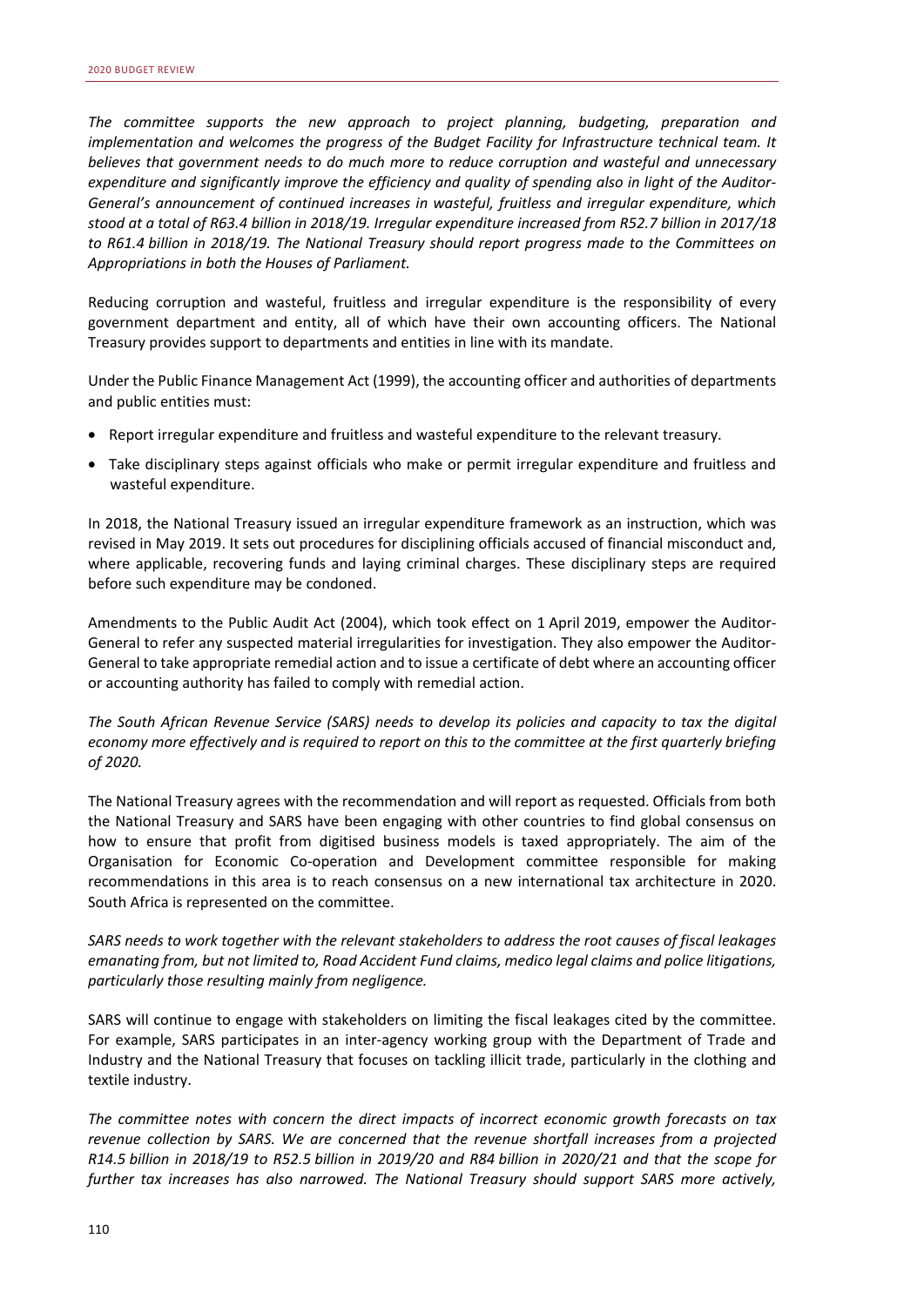*The committee supports the new approach to project planning, budgeting, preparation and implementation and welcomes the progress of the Budget Facility for Infrastructure technical team. It believes that government needs to do much more to reduce corruption and wasteful and unnecessary expenditure and significantly improve the efficiency and quality of spending also in light of the Auditor-General's announcement of continued increases in wasteful, fruitless and irregular expenditure, which stood at a total of R63.4 billion in 2018/19. Irregular expenditure increased from R52.7 billion in 2017/18 to R61.4 billion in 2018/19. The National Treasury should report progress made to the Committees on Appropriations in both the Houses of Parliament.*

Reducing corruption and wasteful, fruitless and irregular expenditure is the responsibility of every government department and entity, all of which have their own accounting officers. The National Treasury provides support to departments and entities in line with its mandate.

Under the Public Finance Management Act (1999), the accounting officer and authorities of departments and public entities must:

- Report irregular expenditure and fruitless and wasteful expenditure to the relevant treasury.
- Take disciplinary steps against officials who make or permit irregular expenditure and fruitless and wasteful expenditure.

In 2018, the National Treasury issued an irregular expenditure framework as an instruction, which was revised in May 2019. It sets out procedures for disciplining officials accused of financial misconduct and, where applicable, recovering funds and laying criminal charges. These disciplinary steps are required before such expenditure may be condoned.

Amendments to the Public Audit Act (2004), which took effect on 1 April 2019, empower the Auditor-General to refer any suspected material irregularities for investigation. They also empower the Auditor-General to take appropriate remedial action and to issue a certificate of debt where an accounting officer or accounting authority has failed to comply with remedial action.

*The South African Revenue Service (SARS) needs to develop its policies and capacity to tax the digital economy more effectively and is required to report on this to the committee at the first quarterly briefing of 2020.*

The National Treasury agrees with the recommendation and will report as requested. Officials from both the National Treasury and SARS have been engaging with other countries to find global consensus on how to ensure that profit from digitised business models is taxed appropriately. The aim of the Organisation for Economic Co-operation and Development committee responsible for making recommendations in this area is to reach consensus on a new international tax architecture in 2020. South Africa is represented on the committee.

*SARS needs to work together with the relevant stakeholders to address the root causes of fiscal leakages emanating from, but not limited to, Road Accident Fund claims, medico legal claims and police litigations, particularly those resulting mainly from negligence.*

SARS will continue to engage with stakeholders on limiting the fiscal leakages cited by the committee. For example, SARS participates in an inter-agency working group with the Department of Trade and Industry and the National Treasury that focuses on tackling illicit trade, particularly in the clothing and textile industry.

*The committee notes with concern the direct impacts of incorrect economic growth forecasts on tax revenue collection by SARS. We are concerned that the revenue shortfall increases from a projected R14.5 billion in 2018/19 to R52.5 billion in 2019/20 and R84 billion in 2020/21 and that the scope for further tax increases has also narrowed. The National Treasury should support SARS more actively,*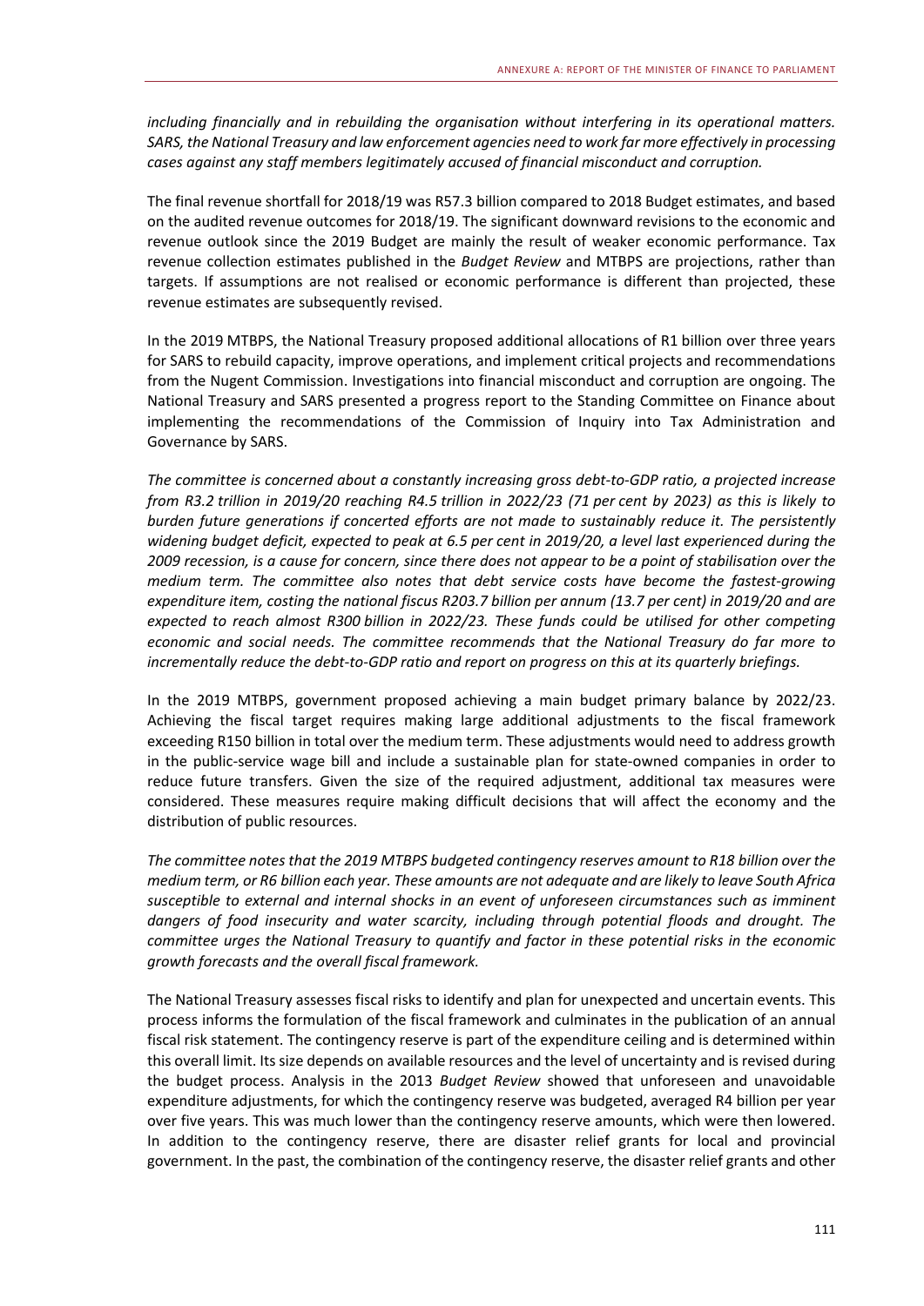*including financially and in rebuilding the organisation without interfering in its operational matters. SARS, the National Treasury and law enforcement agencies need to work far more effectively in processing cases against any staff members legitimately accused of financial misconduct and corruption.*

The final revenue shortfall for 2018/19 was R57.3 billion compared to 2018 Budget estimates, and based on the audited revenue outcomes for 2018/19. The significant downward revisions to the economic and revenue outlook since the 2019 Budget are mainly the result of weaker economic performance. Tax revenue collection estimates published in the *Budget Review* and MTBPS are projections, rather than targets. If assumptions are not realised or economic performance is different than projected, these revenue estimates are subsequently revised.

In the 2019 MTBPS, the National Treasury proposed additional allocations of R1 billion over three years for SARS to rebuild capacity, improve operations, and implement critical projects and recommendations from the Nugent Commission. Investigations into financial misconduct and corruption are ongoing. The National Treasury and SARS presented a progress report to the Standing Committee on Finance about implementing the recommendations of the Commission of Inquiry into Tax Administration and Governance by SARS.

*The committee is concerned about a constantly increasing gross debt-to-GDP ratio, a projected increase from R3.2 trillion in 2019/20 reaching R4.5 trillion in 2022/23 (71 per cent by 2023) as this is likely to burden future generations if concerted efforts are not made to sustainably reduce it. The persistently widening budget deficit, expected to peak at 6.5 per cent in 2019/20, a level last experienced during the 2009 recession, is a cause for concern, since there does not appear to be a point of stabilisation over the medium term. The committee also notes that debt service costs have become the fastest-growing expenditure item, costing the national fiscus R203.7 billion per annum (13.7 per cent) in 2019/20 and are expected to reach almost R300 billion in 2022/23. These funds could be utilised for other competing economic and social needs. The committee recommends that the National Treasury do far more to incrementally reduce the debt-to-GDP ratio and report on progress on this at its quarterly briefings.*

In the 2019 MTBPS, government proposed achieving a main budget primary balance by 2022/23. Achieving the fiscal target requires making large additional adjustments to the fiscal framework exceeding R150 billion in total over the medium term. These adjustments would need to address growth in the public-service wage bill and include a sustainable plan for state-owned companies in order to reduce future transfers. Given the size of the required adjustment, additional tax measures were considered. These measures require making difficult decisions that will affect the economy and the distribution of public resources.

*The committee notes that the 2019 MTBPS budgeted contingency reserves amount to R18 billion over the medium term, or R6 billion each year. These amounts are not adequate and are likely to leave South Africa susceptible to external and internal shocks in an event of unforeseen circumstances such as imminent dangers of food insecurity and water scarcity, including through potential floods and drought. The committee urges the National Treasury to quantify and factor in these potential risks in the economic growth forecasts and the overall fiscal framework.*

The National Treasury assesses fiscal risks to identify and plan for unexpected and uncertain events. This process informs the formulation of the fiscal framework and culminates in the publication of an annual fiscal risk statement. The contingency reserve is part of the expenditure ceiling and is determined within this overall limit. Its size depends on available resources and the level of uncertainty and is revised during the budget process. Analysis in the 2013 *Budget Review* showed that unforeseen and unavoidable expenditure adjustments, for which the contingency reserve was budgeted, averaged R4 billion per year over five years. This was much lower than the contingency reserve amounts, which were then lowered. In addition to the contingency reserve, there are disaster relief grants for local and provincial government. In the past, the combination of the contingency reserve, the disaster relief grants and other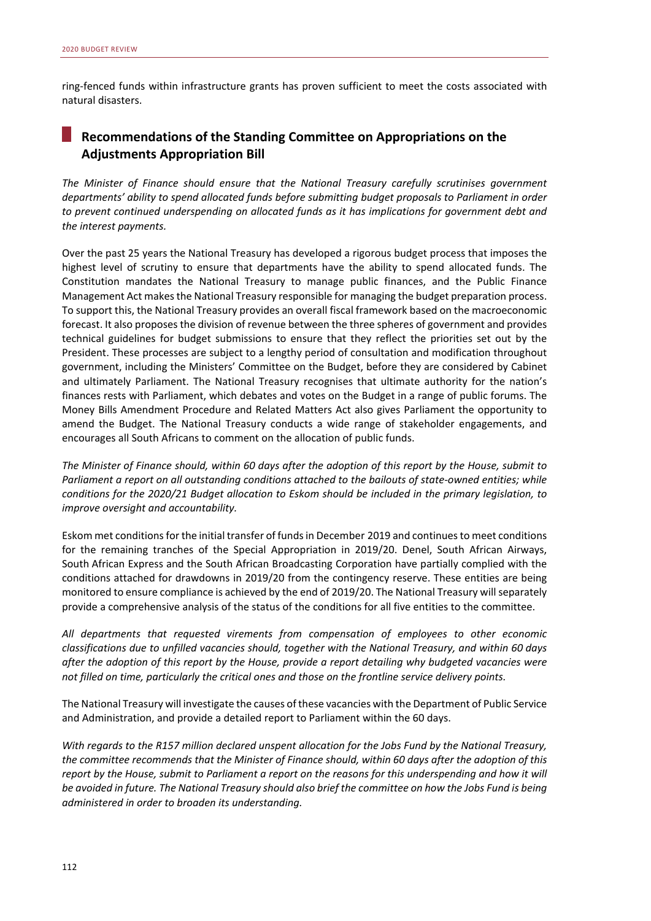ring-fenced funds within infrastructure grants has proven sufficient to meet the costs associated with natural disasters.

## Recommendations of the Standing Committee on Appropriations on the Adjustments Appropriation Bill

*The Minister of Finance should ensure that the National Treasury carefully scrutinises government departments' ability to spend allocated funds before submitting budget proposals to Parliament in order to prevent continued underspending on allocated funds as it has implications for government debt and the interest payments.*

Over the past 25 years the National Treasury has developed a rigorous budget process that imposes the highest level of scrutiny to ensure that departments have the ability to spend allocated funds. The Constitution mandates the National Treasury to manage public finances, and the Public Finance Management Act makes the National Treasury responsible for managing the budget preparation process. To support this, the National Treasury provides an overall fiscal framework based on the macroeconomic forecast. It also proposes the division of revenue between the three spheres of government and provides technical guidelines for budget submissions to ensure that they reflect the priorities set out by the President. These processes are subject to a lengthy period of consultation and modification throughout government, including the Ministers' Committee on the Budget, before they are considered by Cabinet and ultimately Parliament. The National Treasury recognises that ultimate authority for the nation's finances rests with Parliament, which debates and votes on the Budget in a range of public forums. The Money Bills Amendment Procedure and Related Matters Act also gives Parliament the opportunity to amend the Budget. The National Treasury conducts a wide range of stakeholder engagements, and encourages all South Africans to comment on the allocation of public funds.

*The Minister of Finance should, within 60 days after the adoption of this report by the House, submit to Parliament a report on all outstanding conditions attached to the bailouts of state-owned entities; while conditions for the 2020/21 Budget allocation to Eskom should be included in the primary legislation, to improve oversight and accountability.*

Eskom met conditions for the initial transfer of funds in December 2019 and continues to meet conditions for the remaining tranches of the Special Appropriation in 2019/20. Denel, South African Airways, South African Express and the South African Broadcasting Corporation have partially complied with the conditions attached for drawdowns in 2019/20 from the contingency reserve. These entities are being monitored to ensure compliance is achieved by the end of 2019/20. The National Treasury will separately provide a comprehensive analysis of the status of the conditions for all five entities to the committee.

*All departments that requested virements from compensation of employees to other economic classifications due to unfilled vacancies should, together with the National Treasury, and within 60 days after the adoption of this report by the House, provide a report detailing why budgeted vacancies were not filled on time, particularly the critical ones and those on the frontline service delivery points.*

The National Treasury will investigate the causes of these vacancies with the Department of Public Service and Administration, and provide a detailed report to Parliament within the 60 days.

*With regards to the R157 million declared unspent allocation for the Jobs Fund by the National Treasury, the committee recommends that the Minister of Finance should, within 60 days after the adoption of this report by the House, submit to Parliament a report on the reasons for this underspending and how it will be avoided in future. The National Treasury should also brief the committee on how the Jobs Fund is being administered in order to broaden its understanding.*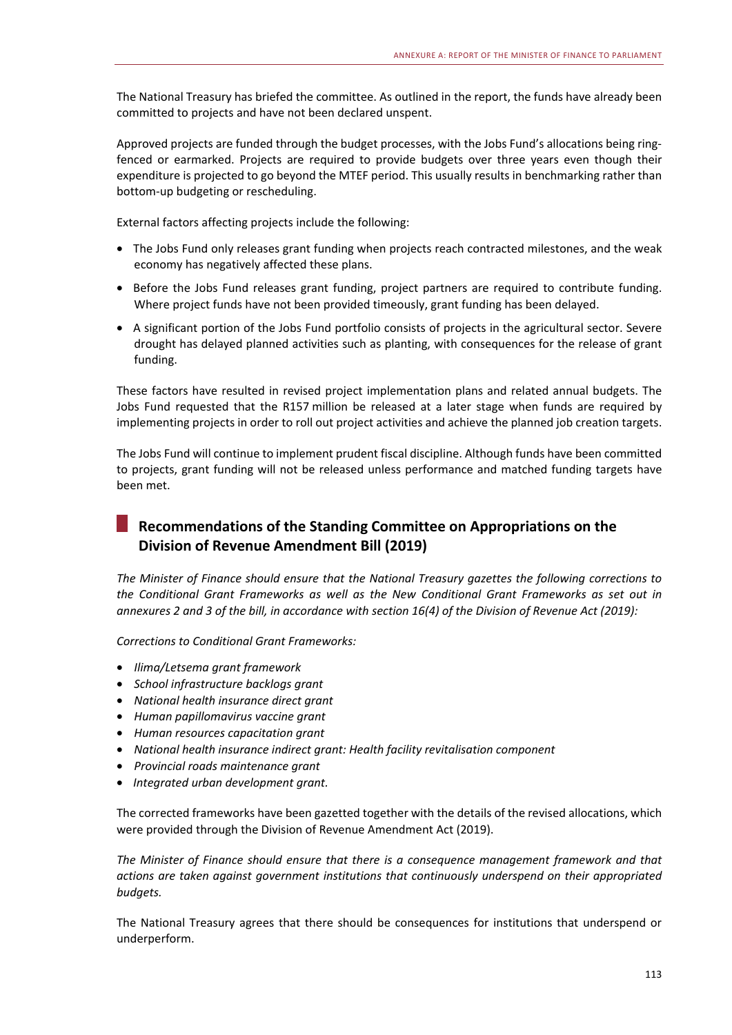The National Treasury has briefed the committee. As outlined in the report, the funds have already been committed to projects and have not been declared unspent.

Approved projects are funded through the budget processes, with the Jobs Fund's allocations being ring-fenced or earmarked. Projects are required to provide budgets over three years even though their expenditure is projected to go beyond the MTEF period. This usually results in benchmarking rather than bottom-up budgeting or rescheduling.

External factors affecting projects include the following:

- The Jobs Fund only releases grant funding when projects reach contracted milestones, and the weak economy has negatively affected these plans.
- Before the Jobs Fund releases grant funding, project partners are required to contribute funding. Where project funds have not been provided timeously, grant funding has been delayed.
- A significant portion of the Jobs Fund portfolio consists of projects in the agricultural sector. Severe drought has delayed planned activities such as planting, with consequences for the release of grant funding.

These factors have resulted in revised project implementation plans and related annual budgets. The Jobs Fund requested that the R157 million be released at a later stage when funds are required by implementing projects in order to roll out project activities and achieve the planned job creation targets.

The Jobs Fund will continue to implement prudent fiscal discipline. Although funds have been committed to projects, grant funding will not be released unless performance and matched funding targets have been met.

## Recommendations of the Standing Committee on Appropriations on the Division of Revenue Amendment Bill (2019)

*The Minister of Finance should ensure that the National Treasury gazettes the following corrections to the Conditional Grant Frameworks as well as the New Conditional Grant Frameworks as set out in annexures 2 and 3 of the bill, in accordance with section 16(4) of the Division of Revenue Act (2019):*

*Corrections to Conditional Grant Frameworks:*

- *Ilima/Letsema grant framework*
- *School infrastructure backlogs grant*
- *National health insurance direct grant*
- *Human papillomavirus vaccine grant*
- *Human resources capacitation grant*
- *National health insurance indirect grant: Health facility revitalisation component*
- *Provincial roads maintenance grant*
- *Integrated urban development grant.*

The corrected frameworks have been gazetted together with the details of the revised allocations, which were provided through the Division of Revenue Amendment Act (2019).

*The Minister of Finance should ensure that there is a consequence management framework and that actions are taken against government institutions that continuously underspend on their appropriated budgets.*

The National Treasury agrees that there should be consequences for institutions that underspend or underperform.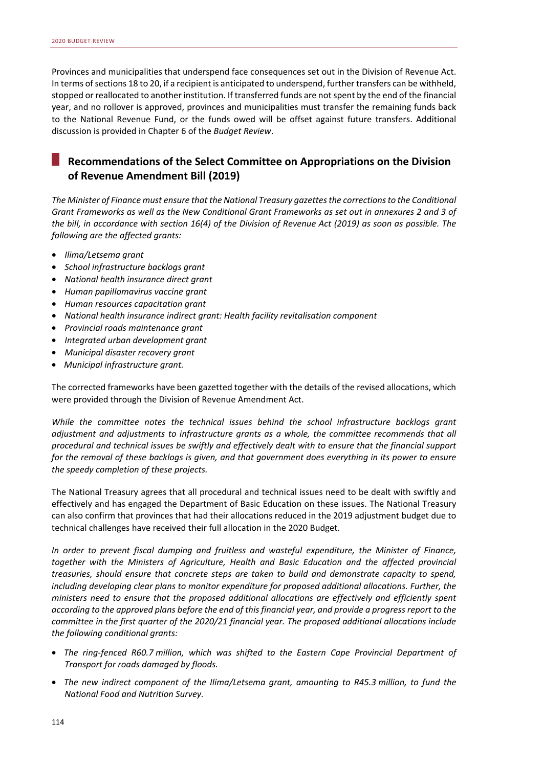Provinces and municipalities that underspend face consequences set out in the Division of Revenue Act. In terms of sections 18 to 20, if a recipient is anticipated to underspend, further transfers can be withheld, stopped or reallocated to another institution. If transferred funds are not spent by the end of the financial year, and no rollover is approved, provinces and municipalities must transfer the remaining funds back to the National Revenue Fund, or the funds owed will be offset against future transfers. Additional discussion is provided in Chapter 6 of the *Budget Review*.

## Recommendations of the Select Committee on Appropriations on the Division of Revenue Amendment Bill (2019)

*The Minister of Finance must ensure that the National Treasury gazettes the corrections to the Conditional Grant Frameworks as well as the New Conditional Grant Frameworks as set out in annexures 2 and 3 of the bill, in accordance with section 16(4) of the Division of Revenue Act (2019) as soon as possible. The following are the affected grants:*

- *Ilima/Letsema grant*
- *School infrastructure backlogs grant*
- *National health insurance direct grant*
- *Human papillomavirus vaccine grant*
- *Human resources capacitation grant*
- *National health insurance indirect grant: Health facility revitalisation component*
- *Provincial roads maintenance grant*
- *Integrated urban development grant*
- *Municipal disaster recovery grant*
- *Municipal infrastructure grant.*

The corrected frameworks have been gazetted together with the details of the revised allocations, which were provided through the Division of Revenue Amendment Act.

*While the committee notes the technical issues behind the school infrastructure backlogs grant adjustment and adjustments to infrastructure grants as a whole, the committee recommends that all procedural and technical issues be swiftly and effectively dealt with to ensure that the financial support for the removal of these backlogs is given, and that government does everything in its power to ensure the speedy completion of these projects.*

The National Treasury agrees that all procedural and technical issues need to be dealt with swiftly and effectively and has engaged the Department of Basic Education on these issues. The National Treasury can also confirm that provinces that had their allocations reduced in the 2019 adjustment budget due to technical challenges have received their full allocation in the 2020 Budget.

*In order to prevent fiscal dumping and fruitless and wasteful expenditure, the Minister of Finance, together with the Ministers of Agriculture, Health and Basic Education and the affected provincial treasuries, should ensure that concrete steps are taken to build and demonstrate capacity to spend, including developing clear plans to monitor expenditure for proposed additional allocations. Further, the ministers need to ensure that the proposed additional allocations are effectively and efficiently spent according to the approved plans before the end of this financial year, and provide a progress report to the committee in the first quarter of the 2020/21 financial year. The proposed additional allocations include the following conditional grants:*

- *The ring-fenced R60.7 million, which was shifted to the Eastern Cape Provincial Department of Transport for roads damaged by floods.*
- *The new indirect component of the Ilima/Letsema grant, amounting to R45.3 million, to fund the National Food and Nutrition Survey.*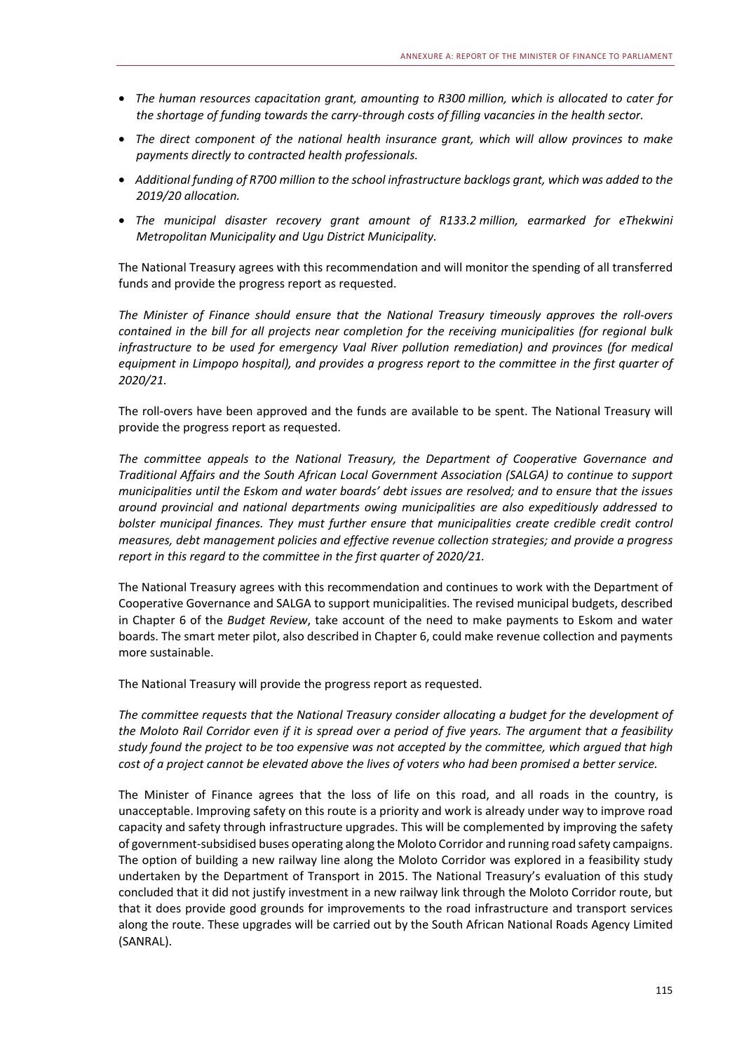- *The human resources capacitation grant, amounting to R300 million, which is allocated to cater for the shortage of funding towards the carry-through costs of filling vacancies in the health sector.*
- *The direct component of the national health insurance grant, which will allow provinces to make payments directly to contracted health professionals.*
- *Additional funding of R700 million to the school infrastructure backlogs grant, which was added to the 2019/20 allocation.*
- *The municipal disaster recovery grant amount of R133.2 million, earmarked for eThekwini Metropolitan Municipality and Ugu District Municipality.*

The National Treasury agrees with this recommendation and will monitor the spending of all transferred funds and provide the progress report as requested.

*The Minister of Finance should ensure that the National Treasury timeously approves the roll-overs contained in the bill for all projects near completion for the receiving municipalities (for regional bulk infrastructure to be used for emergency Vaal River pollution remediation) and provinces (for medical equipment in Limpopo hospital), and provides a progress report to the committee in the first quarter of 2020/21.*

The roll-overs have been approved and the funds are available to be spent. The National Treasury will provide the progress report as requested.

*The committee appeals to the National Treasury, the Department of Cooperative Governance and Traditional Affairs and the South African Local Government Association (SALGA) to continue to support municipalities until the Eskom and water boards' debt issues are resolved; and to ensure that the issues around provincial and national departments owing municipalities are also expeditiously addressed to bolster municipal finances. They must further ensure that municipalities create credible credit control measures, debt management policies and effective revenue collection strategies; and provide a progress report in this regard to the committee in the first quarter of 2020/21.*

The National Treasury agrees with this recommendation and continues to work with the Department of Cooperative Governance and SALGA to support municipalities. The revised municipal budgets, described in Chapter 6 of the *Budget Review*, take account of the need to make payments to Eskom and water boards. The smart meter pilot, also described in Chapter 6, could make revenue collection and payments more sustainable.

The National Treasury will provide the progress report as requested.

*The committee requests that the National Treasury consider allocating a budget for the development of the Moloto Rail Corridor even if it is spread over a period of five years. The argument that a feasibility study found the project to be too expensive was not accepted by the committee, which argued that high cost of a project cannot be elevated above the lives of voters who had been promised a better service.*

The Minister of Finance agrees that the loss of life on this road, and all roads in the country, is unacceptable. Improving safety on this route is a priority and work is already under way to improve road capacity and safety through infrastructure upgrades. This will be complemented by improving the safety of government-subsidised buses operating along the Moloto Corridor and running road safety campaigns. The option of building a new railway line along the Moloto Corridor was explored in a feasibility study undertaken by the Department of Transport in 2015. The National Treasury's evaluation of this study concluded that it did not justify investment in a new railway link through the Moloto Corridor route, but that it does provide good grounds for improvements to the road infrastructure and transport services along the route. These upgrades will be carried out by the South African National Roads Agency Limited (SANRAL).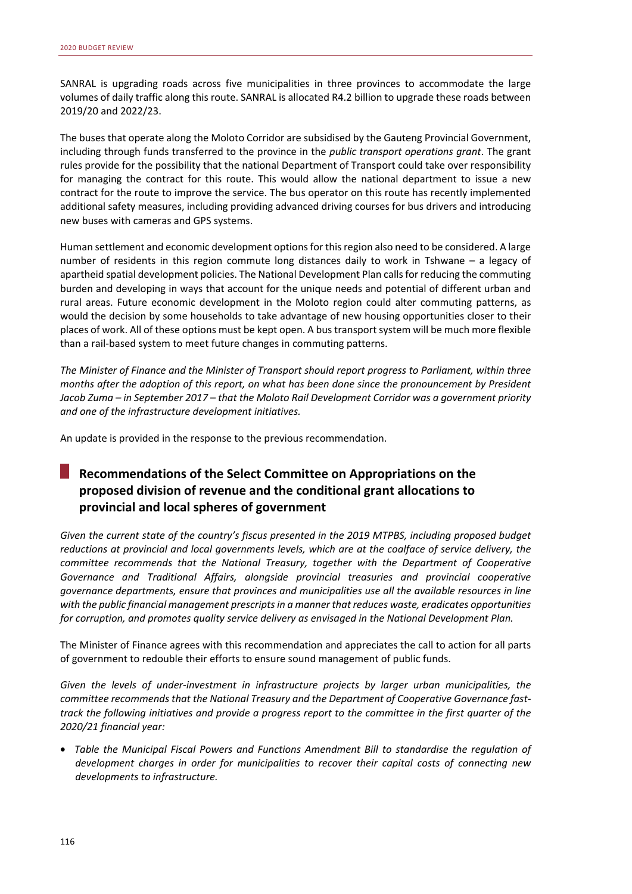SANRAL is upgrading roads across five municipalities in three provinces to accommodate the large volumes of daily traffic along this route. SANRAL is allocated R4.2 billion to upgrade these roads between 2019/20 and 2022/23.

The buses that operate along the Moloto Corridor are subsidised by the Gauteng Provincial Government, including through funds transferred to the province in the *public transport operations grant*. The grant rules provide for the possibility that the national Department of Transport could take over responsibility for managing the contract for this route. This would allow the national department to issue a new contract for the route to improve the service. The bus operator on this route has recently implemented additional safety measures, including providing advanced driving courses for bus drivers and introducing new buses with cameras and GPS systems.

Human settlement and economic development options for this region also need to be considered. A large number of residents in this region commute long distances daily to work in Tshwane – a legacy of apartheid spatial development policies. The National Development Plan calls for reducing the commuting burden and developing in ways that account for the unique needs and potential of different urban and rural areas. Future economic development in the Moloto region could alter commuting patterns, as would the decision by some households to take advantage of new housing opportunities closer to their places of work. All of these options must be kept open. A bus transport system will be much more flexible than a rail-based system to meet future changes in commuting patterns.

*The Minister of Finance and the Minister of Transport should report progress to Parliament, within three months after the adoption of this report, on what has been done since the pronouncement by President Jacob Zuma – in September 2017 – that the Moloto Rail Development Corridor was a government priority and one of the infrastructure development initiatives.*

An update is provided in the response to the previous recommendation.

## Recommendations of the Select Committee on Appropriations on the proposed division of revenue and the conditional grant allocations to provincial and local spheres of government

*Given the current state of the country's fiscus presented in the 2019 MTPBS, including proposed budget reductions at provincial and local governments levels, which are at the coalface of service delivery, the committee recommends that the National Treasury, together with the Department of Cooperative Governance and Traditional Affairs, alongside provincial treasuries and provincial cooperative governance departments, ensure that provinces and municipalities use all the available resources in line with the public financial management prescripts in a manner that reduces waste, eradicates opportunities for corruption, and promotes quality service delivery as envisaged in the National Development Plan.*

The Minister of Finance agrees with this recommendation and appreciates the call to action for all parts of government to redouble their efforts to ensure sound management of public funds.

*Given the levels of under-investment in infrastructure projects by larger urban municipalities, the committee recommends that the National Treasury and the Department of Cooperative Governance fast-track the following initiatives and provide a progress report to the committee in the first quarter of the 2020/21 financial year:*

- *Table the Municipal Fiscal Powers and Functions Amendment Bill to standardise the regulation of development charges in order for municipalities to recover their capital costs of connecting new developments to infrastructure.*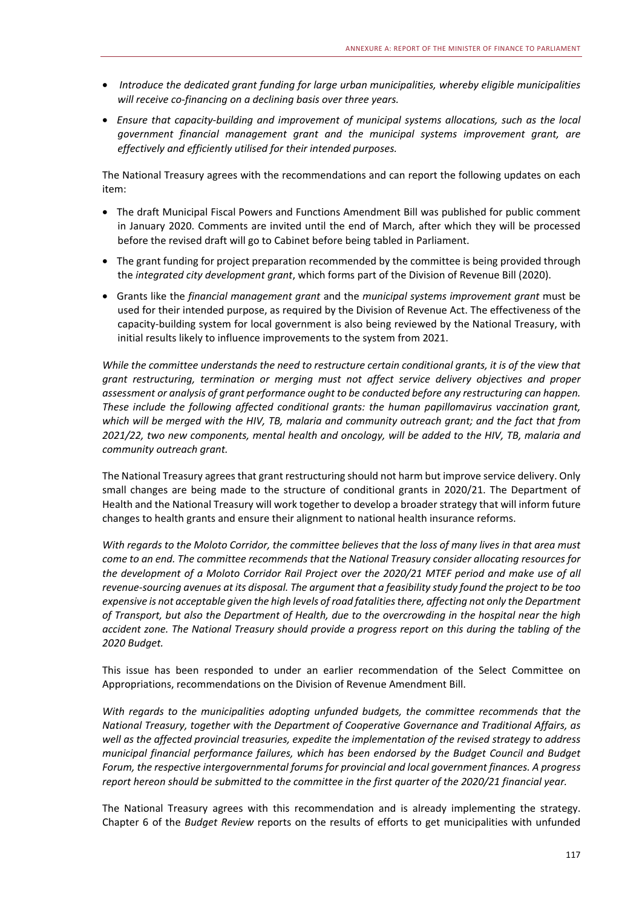- *Introduce the dedicated grant funding for large urban municipalities, whereby eligible municipalities will receive co-financing on a declining basis over three years.*
- *Ensure that capacity-building and improvement of municipal systems allocations, such as the local government financial management grant and the municipal systems improvement grant, are effectively and efficiently utilised for their intended purposes.*

The National Treasury agrees with the recommendations and can report the following updates on each item:

- The draft Municipal Fiscal Powers and Functions Amendment Bill was published for public comment in January 2020. Comments are invited until the end of March, after which they will be processed before the revised draft will go to Cabinet before being tabled in Parliament.
- The grant funding for project preparation recommended by the committee is being provided through the *integrated city development grant*, which forms part of the Division of Revenue Bill (2020).
- Grants like the *financial management grant* and the *municipal systems improvement grant* must be used for their intended purpose, as required by the Division of Revenue Act. The effectiveness of the capacity-building system for local government is also being reviewed by the National Treasury, with initial results likely to influence improvements to the system from 2021.

*While the committee understands the need to restructure certain conditional grants, it is of the view that grant restructuring, termination or merging must not affect service delivery objectives and proper assessment or analysis of grant performance ought to be conducted before any restructuring can happen. These include the following affected conditional grants: the human papillomavirus vaccination grant, which will be merged with the HIV, TB, malaria and community outreach grant; and the fact that from 2021/22, two new components, mental health and oncology, will be added to the HIV, TB, malaria and community outreach grant.*

The National Treasury agrees that grant restructuring should not harm but improve service delivery. Only small changes are being made to the structure of conditional grants in 2020/21. The Department of Health and the National Treasury will work together to develop a broader strategy that will inform future changes to health grants and ensure their alignment to national health insurance reforms.

*With regards to the Moloto Corridor, the committee believes that the loss of many lives in that area must come to an end. The committee recommends that the National Treasury consider allocating resources for the development of a Moloto Corridor Rail Project over the 2020/21 MTEF period and make use of all revenue-sourcing avenues at its disposal. The argument that a feasibility study found the project to be too expensive is not acceptable given the high levels of road fatalities there, affecting not only the Department of Transport, but also the Department of Health, due to the overcrowding in the hospital near the high accident zone. The National Treasury should provide a progress report on this during the tabling of the 2020 Budget.*

This issue has been responded to under an earlier recommendation of the Select Committee on Appropriations, recommendations on the Division of Revenue Amendment Bill.

*With regards to the municipalities adopting unfunded budgets, the committee recommends that the National Treasury, together with the Department of Cooperative Governance and Traditional Affairs, as well as the affected provincial treasuries, expedite the implementation of the revised strategy to address municipal financial performance failures, which has been endorsed by the Budget Council and Budget Forum, the respective intergovernmental forums for provincial and local government finances. A progress report hereon should be submitted to the committee in the first quarter of the 2020/21 financial year.*

The National Treasury agrees with this recommendation and is already implementing the strategy. Chapter 6 of the *Budget Review* reports on the results of efforts to get municipalities with unfunded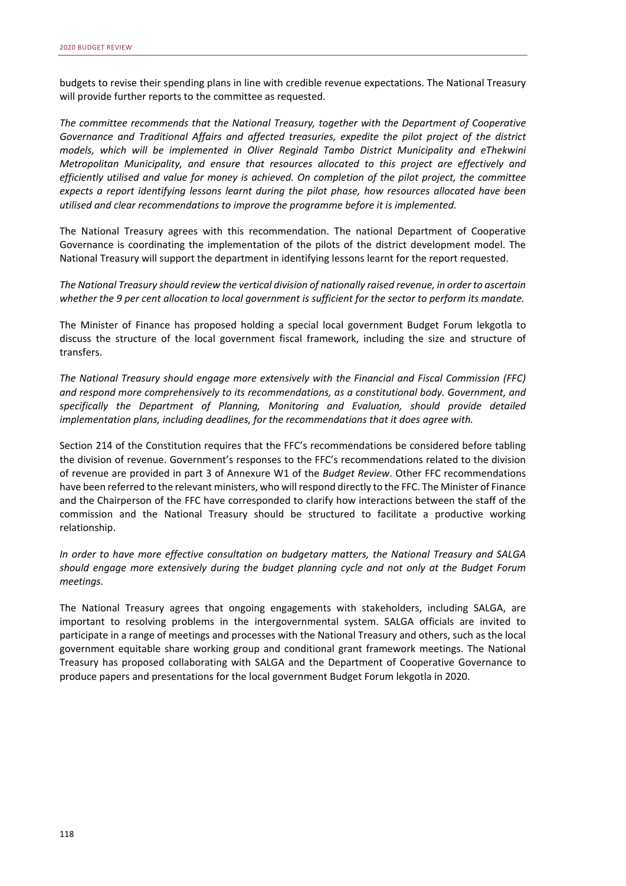budgets to revise their spending plans in line with credible revenue expectations. The National Treasury will provide further reports to the committee as requested.

*The committee recommends that the National Treasury, together with the Department of Cooperative Governance and Traditional Affairs and affected treasuries, expedite the pilot project of the district models, which will be implemented in Oliver Reginald Tambo District Municipality and eThekwini Metropolitan Municipality, and ensure that resources allocated to this project are effectively and efficiently utilised and value for money is achieved. On completion of the pilot project, the committee expects a report identifying lessons learnt during the pilot phase, how resources allocated have been utilised and clear recommendations to improve the programme before it is implemented.*

The National Treasury agrees with this recommendation. The national Department of Cooperative Governance is coordinating the implementation of the pilots of the district development model. The National Treasury will support the department in identifying lessons learnt for the report requested.

*The National Treasury should review the vertical division of nationally raised revenue, in order to ascertain whether the 9 per cent allocation to local government is sufficient for the sector to perform its mandate.*

The Minister of Finance has proposed holding a special local government Budget Forum lekgotla to discuss the structure of the local government fiscal framework, including the size and structure of transfers.

*The National Treasury should engage more extensively with the Financial and Fiscal Commission (FFC) and respond more comprehensively to its recommendations, as a constitutional body. Government, and specifically the Department of Planning, Monitoring and Evaluation, should provide detailed implementation plans, including deadlines, for the recommendations that it does agree with.*

Section 214 of the Constitution requires that the FFC's recommendations be considered before tabling the division of revenue. Government's responses to the FFC's recommendations related to the division of revenue are provided in part 3 of Annexure W1 of the *Budget Review*. Other FFC recommendations have been referred to the relevant ministers, who will respond directly to the FFC. The Minister of Finance and the Chairperson of the FFC have corresponded to clarify how interactions between the staff of the commission and the National Treasury should be structured to facilitate a productive working relationship.

*In order to have more effective consultation on budgetary matters, the National Treasury and SALGA should engage more extensively during the budget planning cycle and not only at the Budget Forum meetings.*

The National Treasury agrees that ongoing engagements with stakeholders, including SALGA, are important to resolving problems in the intergovernmental system. SALGA officials are invited to participate in a range of meetings and processes with the National Treasury and others, such as the local government equitable share working group and conditional grant framework meetings. The National Treasury has proposed collaborating with SALGA and the Department of Cooperative Governance to produce papers and presentations for the local government Budget Forum lekgotla in 2020.